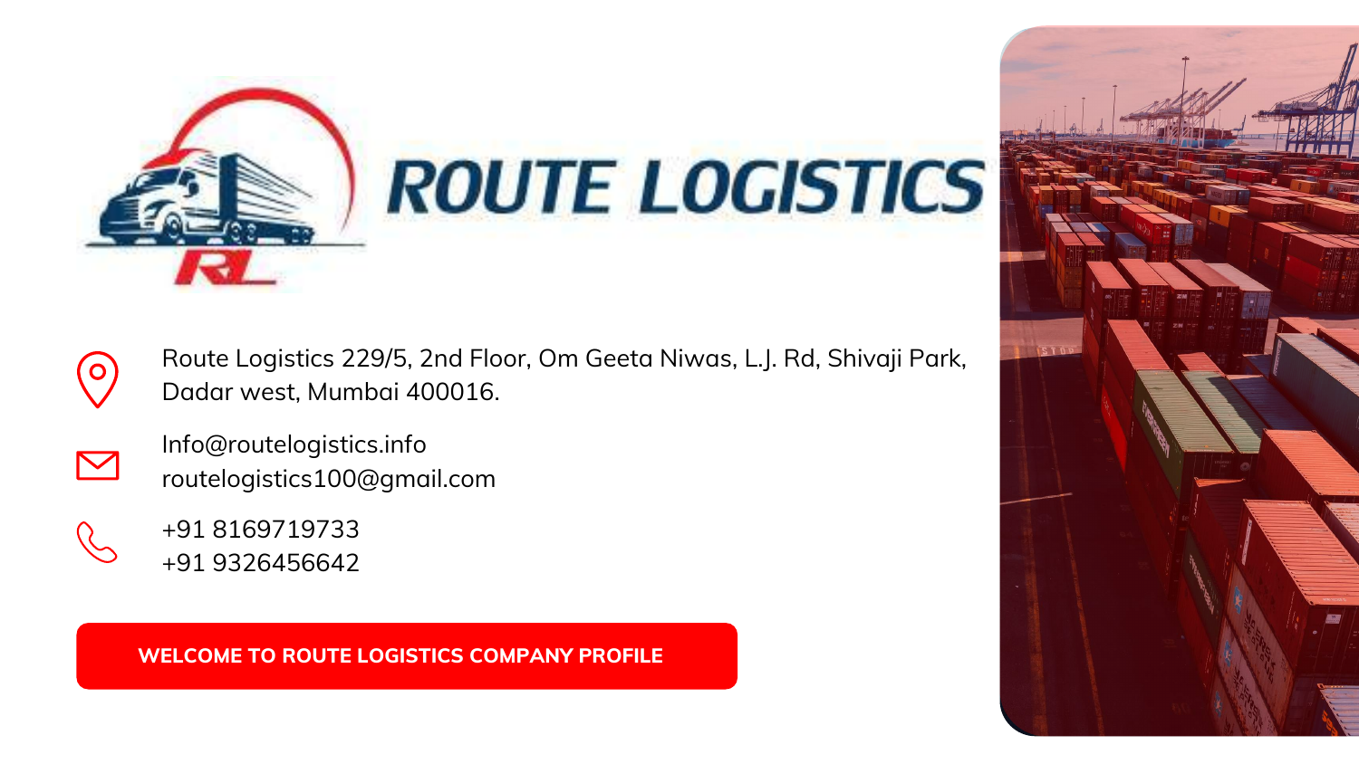# ROUTE LOGISTICS

Route Logistics 229/5, 2nd Floor, Om Geeta Niwas, L.J. Rd, Shivaji Park, Dadar west, Mumbai 400016.

Info@routelogistics.info
routelogistics100@gmail.com

+91 8169719733
+91 9326456642

**WELCOME TO ROUTE LOGISTICS COMPANY PROFILE**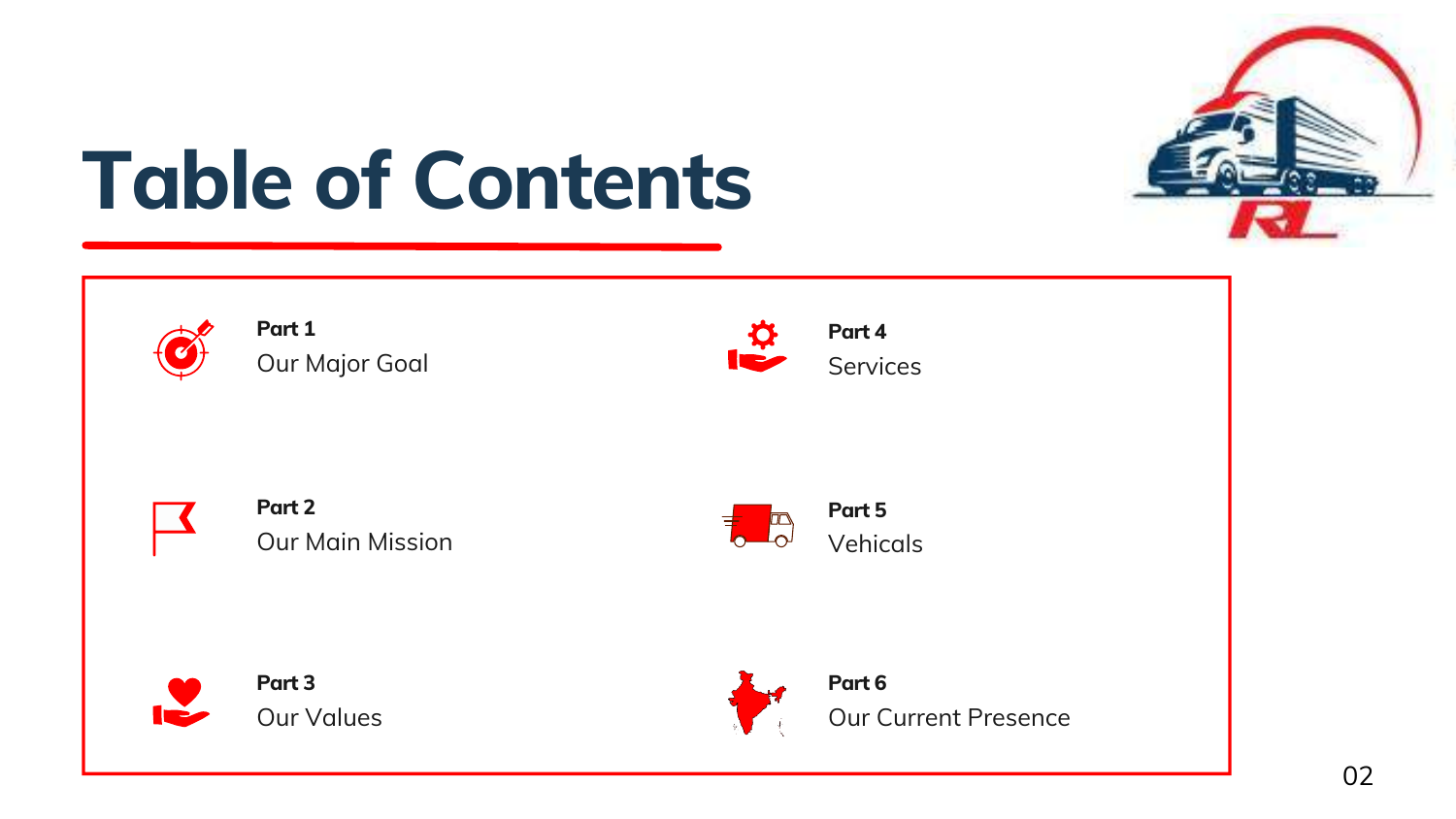# Table of Contents

**Part 1**
Our Major Goal

**Part 2**
Our Main Mission

**Part 3**
Our Values

**Part 4**
Services

**Part 5**
Vehicals

**Part 6**
Our Current Presence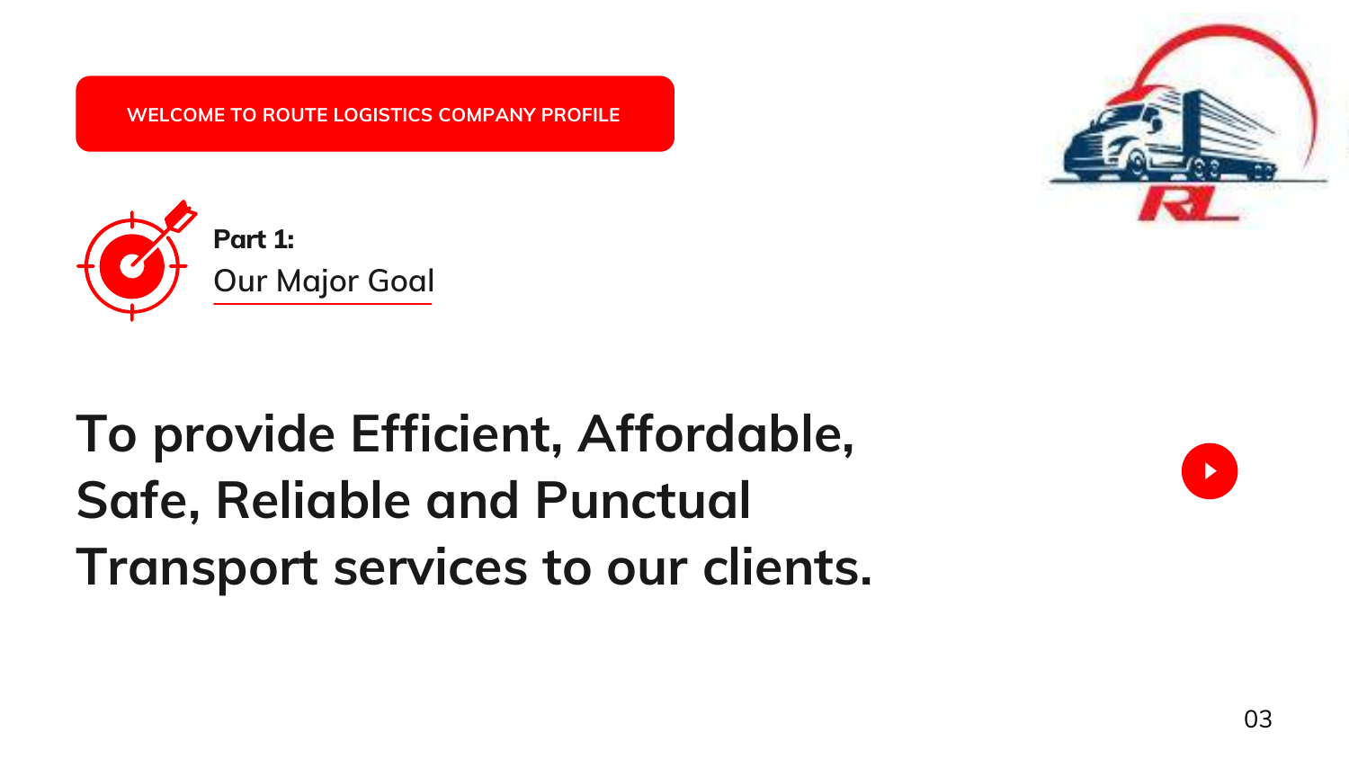WELCOME TO ROUTE LOGISTICS COMPANY PROFILE

**Part 1:**

## Our Major Goal

# To provide Efficient, Affordable, Safe, Reliable and Punctual Transport services to our clients.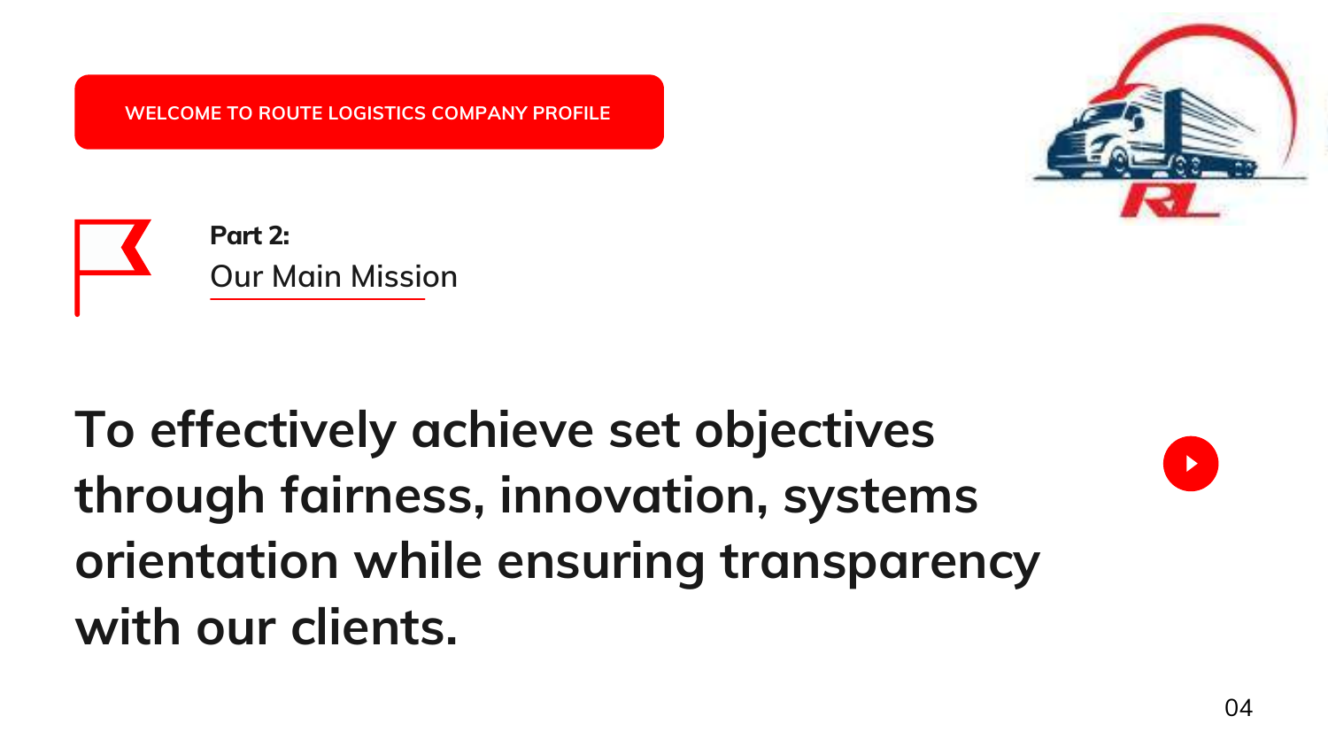WELCOME TO ROUTE LOGISTICS COMPANY PROFILE

**Part 2:**

## Our Main Mission

**To effectively achieve set objectives through fairness, innovation, systems orientation while ensuring transparency with our clients.**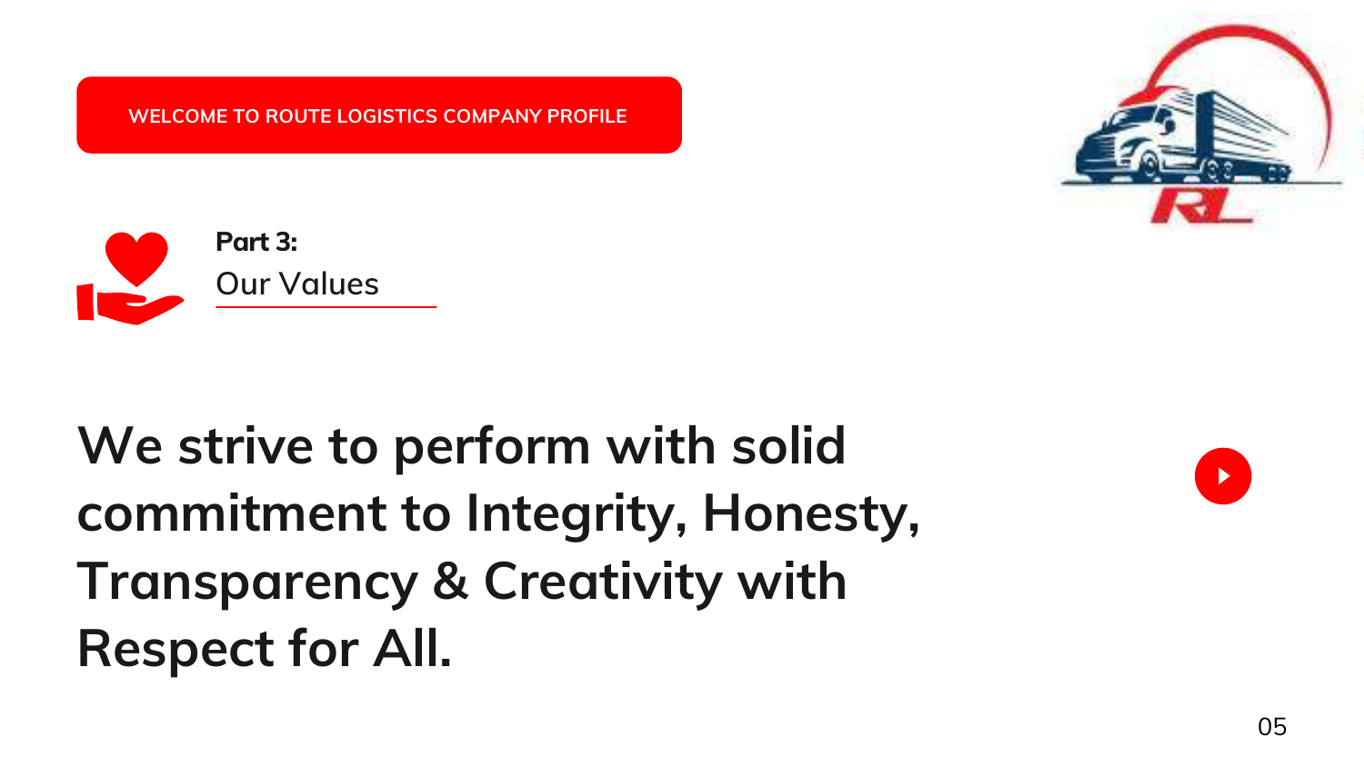WELCOME TO ROUTE LOGISTICS COMPANY PROFILE

**Part 3:**

## Our Values

# We strive to perform with solid commitment to Integrity, Honesty, Transparency & Creativity with Respect for All.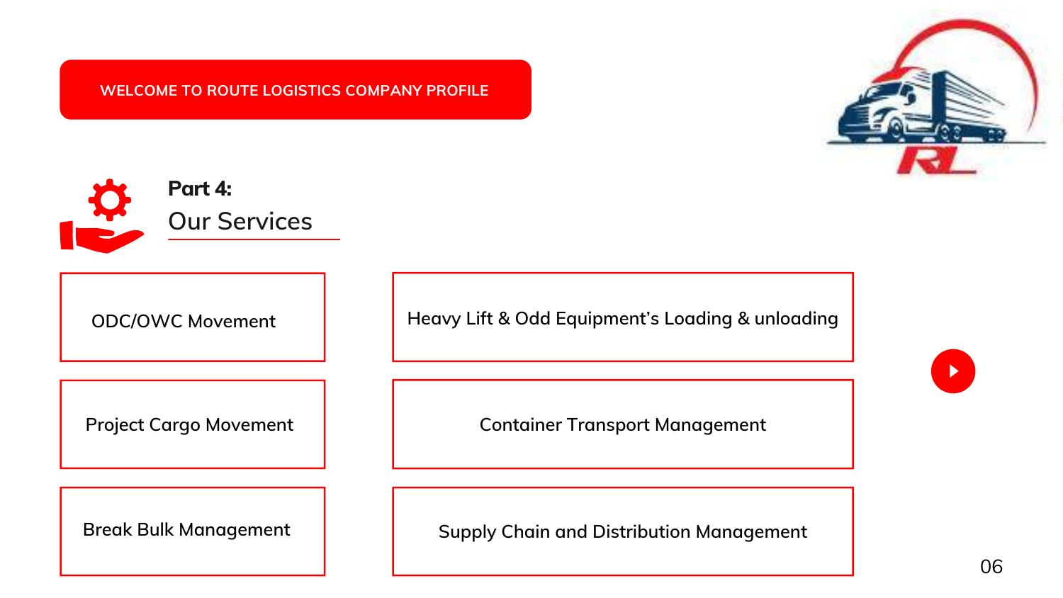WELCOME TO ROUTE LOGISTICS COMPANY PROFILE

## Part 4:
## Our Services

- ODC/OWC Movement
- Heavy Lift & Odd Equipment’s Loading & unloading
- Project Cargo Movement
- Container Transport Management
- Break Bulk Management
- Supply Chain and Distribution Management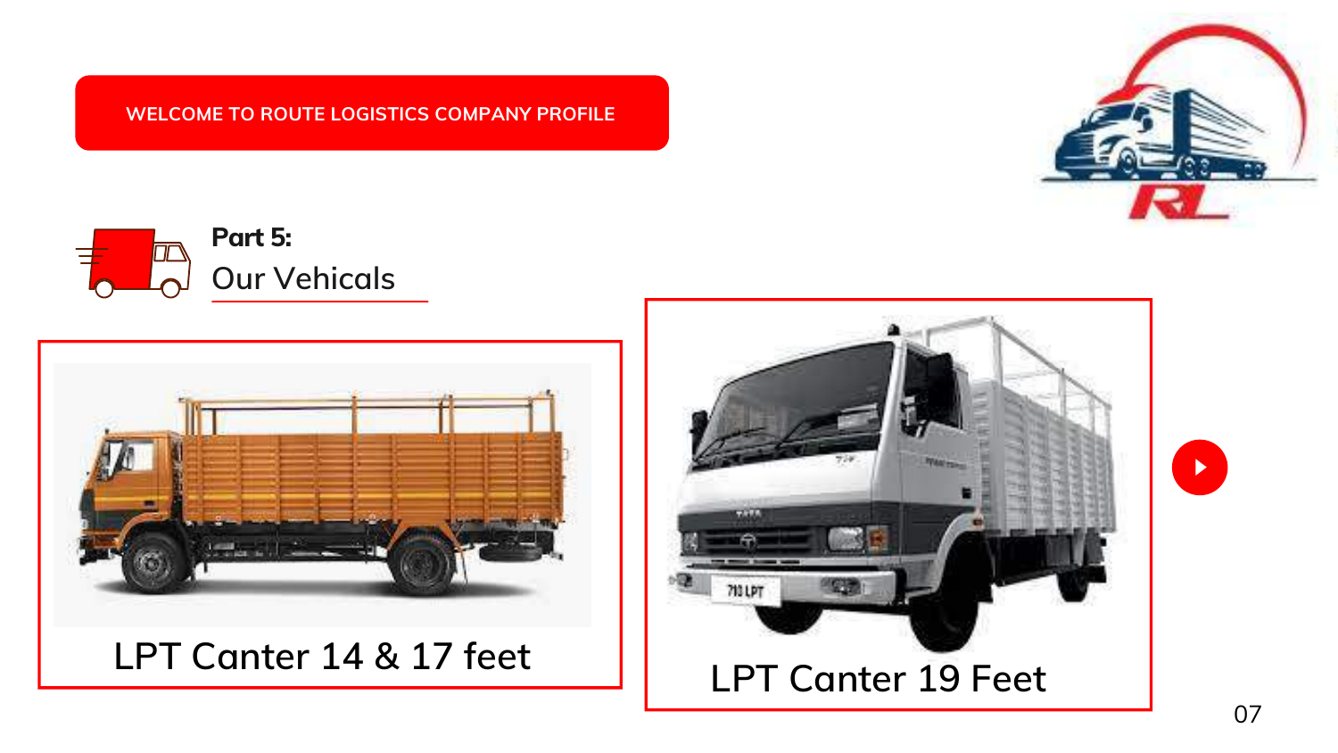WELCOME TO ROUTE LOGISTICS COMPANY PROFILE

**Part 5:**

## Our Vehicals

LPT Canter 14 & 17 feet

LPT Canter 19 Feet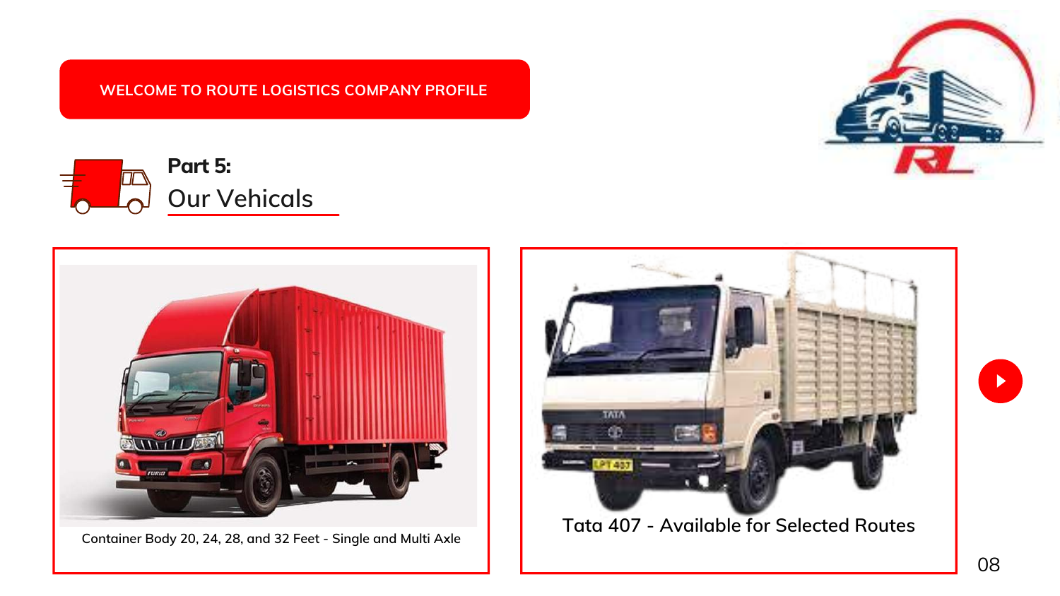WELCOME TO ROUTE LOGISTICS COMPANY PROFILE

## Part 5:
## Our Vehicals

Container Body 20, 24, 28, and 32 Feet - Single and Multi Axle

Tata 407 - Available for Selected Routes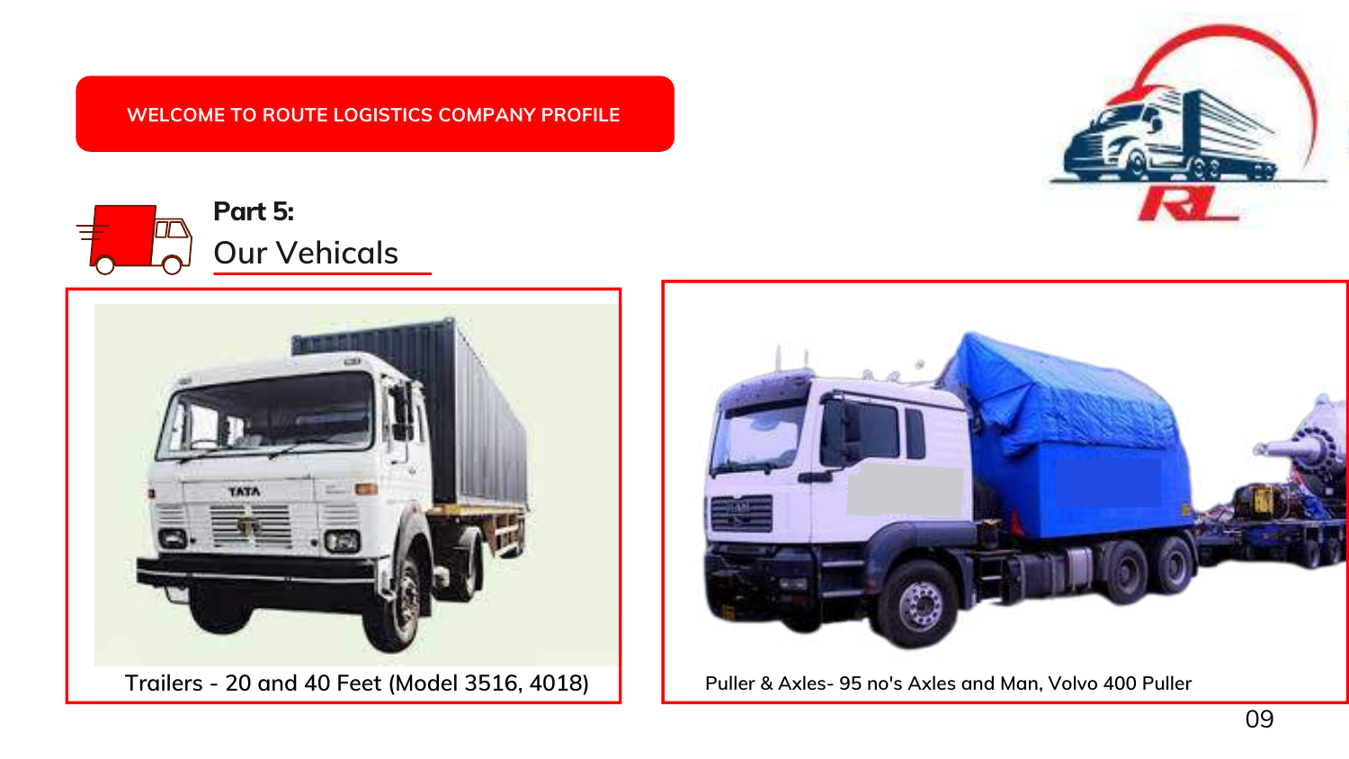WELCOME TO ROUTE LOGISTICS COMPANY PROFILE

## Part 5:
## Our Vehicals

Trailers - 20 and 40 Feet (Model 3516, 4018)

Puller & Axles- 95 no's Axles and Man, Volvo 400 Puller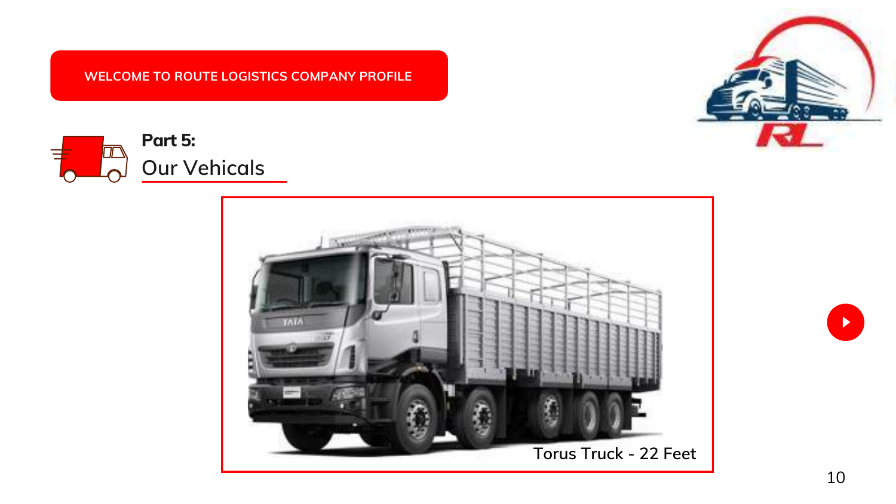WELCOME TO ROUTE LOGISTICS COMPANY PROFILE

## Part 5:
## Our Vehicals

Torus Truck - 22 Feet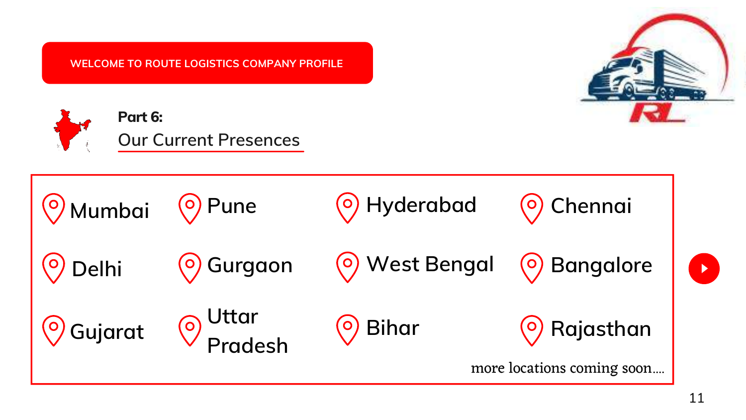WELCOME TO ROUTE LOGISTICS COMPANY PROFILE

**Part 6:**

## Our Current Presences

- Mumbai
- Pune
- Hyderabad
- Chennai
- Delhi
- Gurgaon
- West Bengal
- Bangalore
- Gujarat
- Uttar Pradesh
- Bihar
- Rajasthan

more locations coming soon....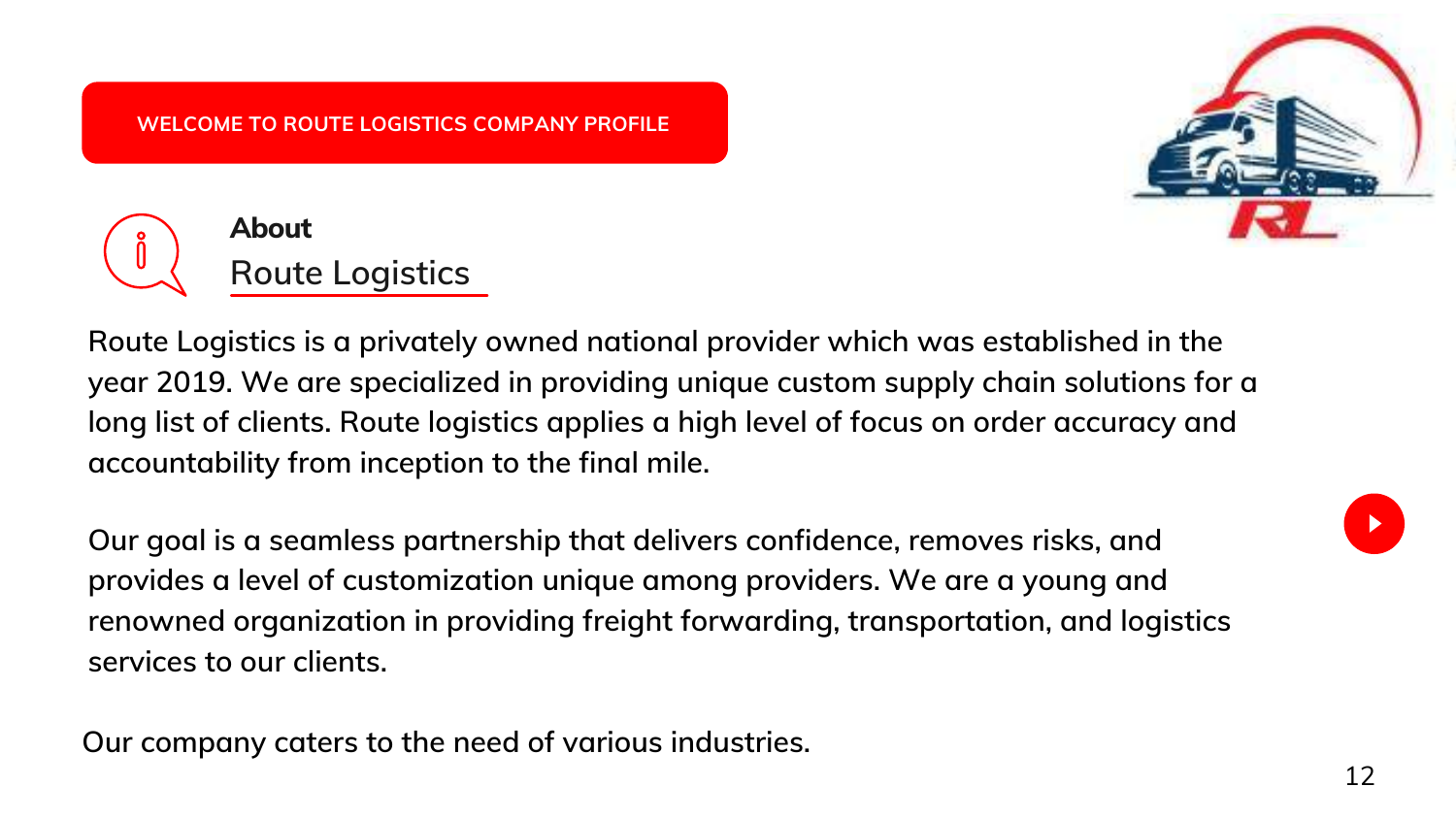WELCOME TO ROUTE LOGISTICS COMPANY PROFILE

## About
## Route Logistics

Route Logistics is a privately owned national provider which was established in the year 2019. We are specialized in providing unique custom supply chain solutions for a long list of clients. Route logistics applies a high level of focus on order accuracy and accountability from inception to the final mile.

Our goal is a seamless partnership that delivers confidence, removes risks, and provides a level of customization unique among providers. We are a young and renowned organization in providing freight forwarding, transportation, and logistics services to our clients.

Our company caters to the need of various industries.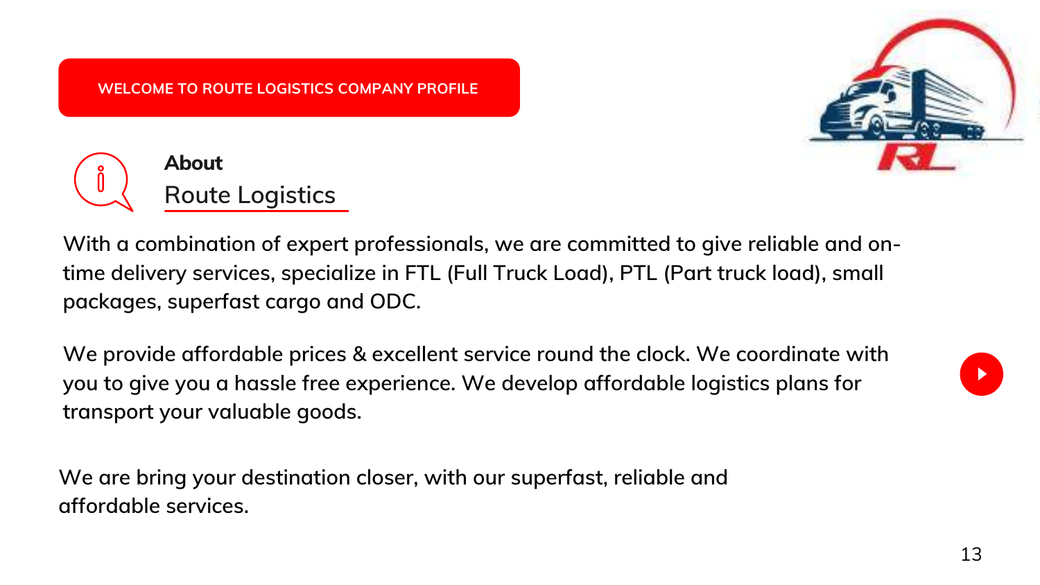WELCOME TO ROUTE LOGISTICS COMPANY PROFILE

## About
## Route Logistics

With a combination of expert professionals, we are committed to give reliable and on-time delivery services, specialize in FTL (Full Truck Load), PTL (Part truck load), small packages, superfast cargo and ODC.

We provide affordable prices & excellent service round the clock. We coordinate with you to give you a hassle free experience. We develop affordable logistics plans for transport your valuable goods.

We are bring your destination closer, with our superfast, reliable and affordable services.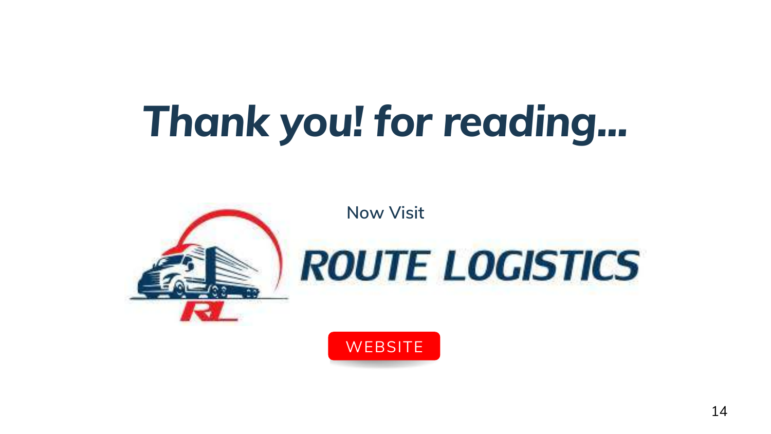# *Thank you! for reading...*

Now Visit

ROUTE LOGISTICS

WEBSITE